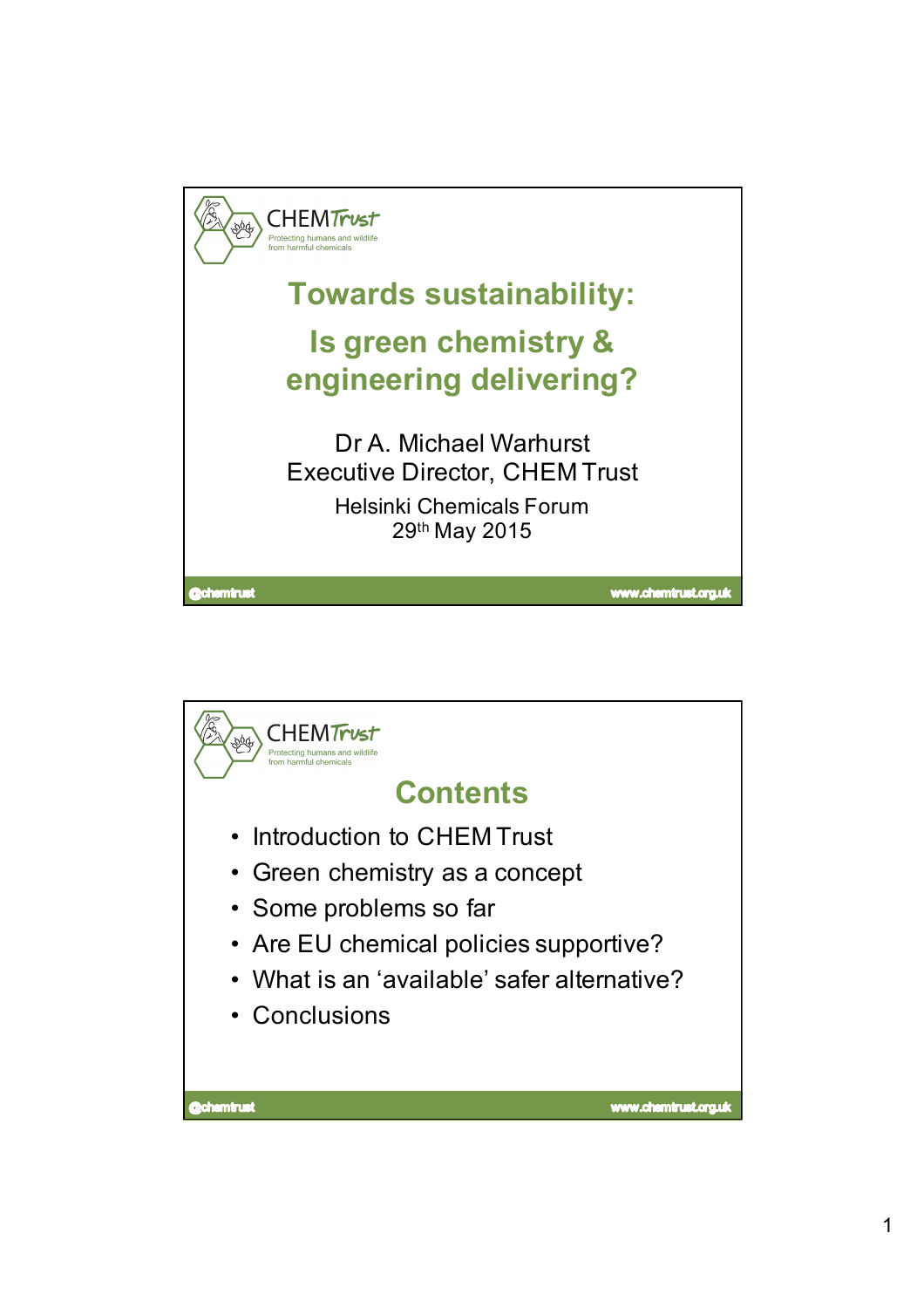CHEM*Trust*

Protecting humans and wildlife from harmful chemicals

# Towards sustainability:

# Is green chemistry & engineering delivering?

Dr A. Michael Warhurst

Executive Director, CHEM Trust

Helsinki Chemicals Forum

29th May 2015

@chemtrust www.chemtrust.org.uk

---

CHEM*Trust*

Protecting humans and wildlife from harmful chemicals

## Contents

- Introduction to CHEM Trust
- Green chemistry as a concept
- Some problems so far
- Are EU chemical policies supportive?
- What is an 'available' safer alternative?
- Conclusions

@chemtrust www.chemtrust.org.uk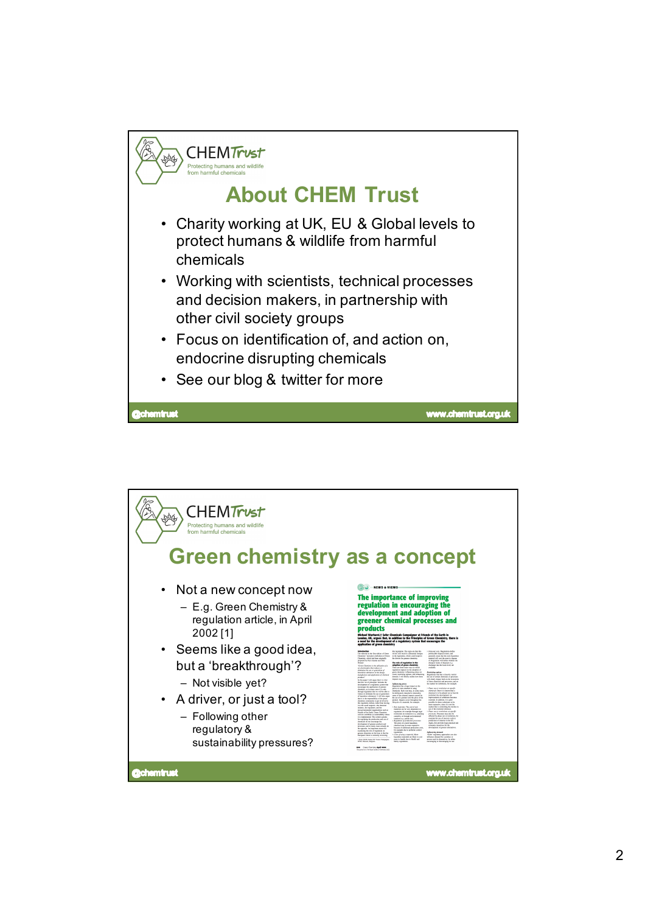## About CHEM Trust

- Charity working at UK, EU & Global levels to protect humans & wildlife from harmful chemicals
- Working with scientists, technical processes and decision makers, in partnership with other civil society groups
- Focus on identification of, and action on, endocrine disrupting chemicals
- See our blog & twitter for more

## Green chemistry as a concept

- Not a new concept now
  - E.g. Green Chemistry & regulation article, in April 2002 [1]
- Seems like a good idea, but a 'breakthrough'?
  - Not visible yet?
- A driver, or just a tool?
  - Following other regulatory & sustainability pressures?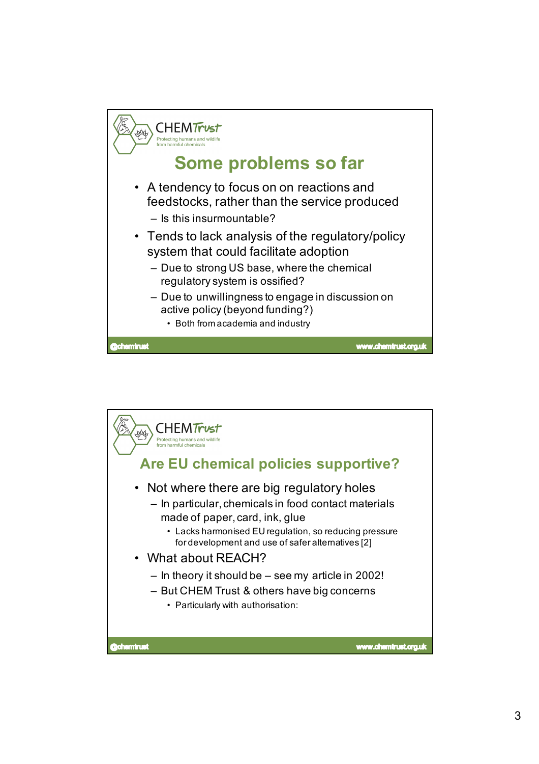## Some problems so far

- A tendency to focus on on reactions and feedstocks, rather than the service produced
  - Is this insurmountable?
- Tends to lack analysis of the regulatory/policy system that could facilitate adoption
  - Due to strong US base, where the chemical regulatory system is ossified?
  - Due to unwillingness to engage in discussion on active policy (beyond funding?)
    - Both from academia and industry

## Are EU chemical policies supportive?

- Not where there are big regulatory holes
  - In particular, chemicals in food contact materials made of paper, card, ink, glue
    - Lacks harmonised EU regulation, so reducing pressure for development and use of safer alternatives [2]
- What about REACH?
  - In theory it should be – see my article in 2002!
  - But CHEM Trust & others have big concerns
    - Particularly with authorisation: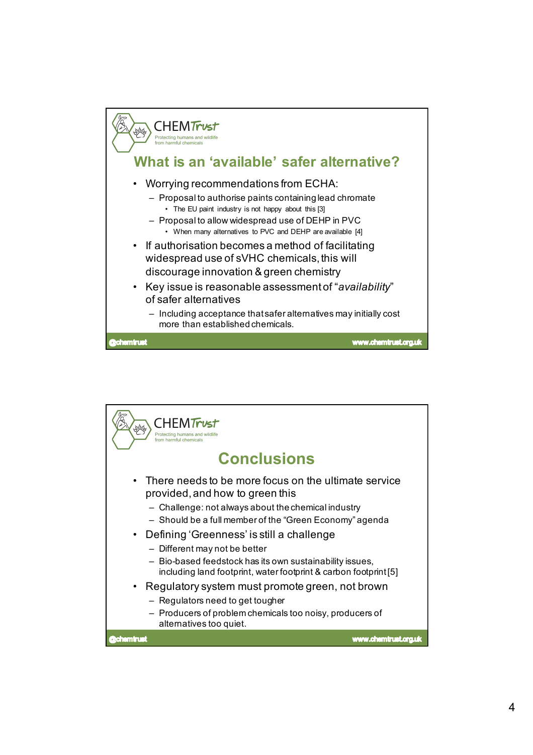## What is an 'available' safer alternative?

- Worrying recommendations from ECHA:
  - Proposal to authorise paints containing lead chromate
    - The EU paint industry is not happy about this [3]
  - Proposal to allow widespread use of DEHP in PVC
    - When many alternatives to PVC and DEHP are available [4]
- If authorisation becomes a method of facilitating widespread use of sVHC chemicals, this will discourage innovation & green chemistry
- Key issue is reasonable assessment of "*availability*" of safer alternatives
  - Including acceptance that safer alternatives may initially cost more than established chemicals.

@chemtrust www.chemtrust.org.uk

## Conclusions

- There needs to be more focus on the ultimate service provided, and how to green this
  - Challenge: not always about the chemical industry
  - Should be a full member of the "Green Economy" agenda
- Defining 'Greenness' is still a challenge
  - Different may not be better
  - Bio-based feedstock has its own sustainability issues, including land footprint, water footprint & carbon footprint [5]
- Regulatory system must promote green, not brown
  - Regulators need to get tougher
  - Producers of problem chemicals too noisy, producers of alternatives too quiet.

@chemtrust www.chemtrust.org.uk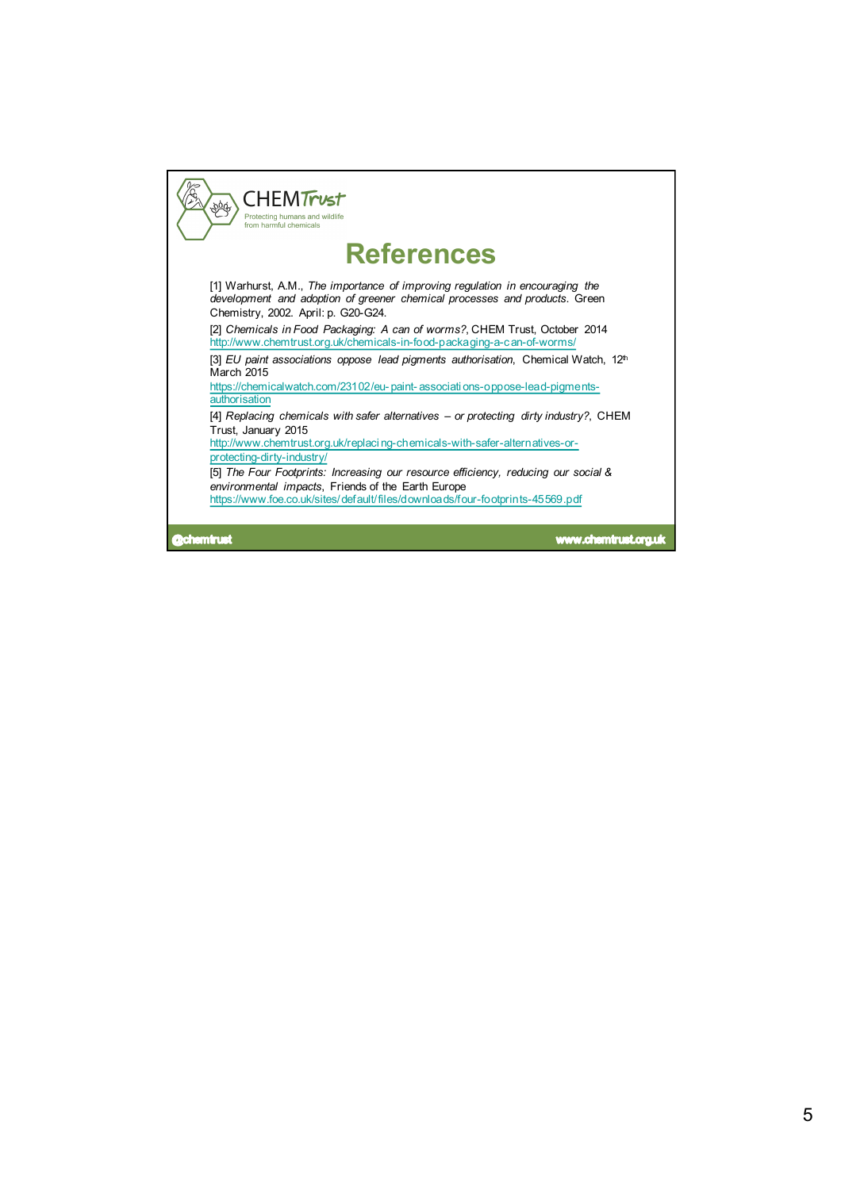CHEM*Trust*

Protecting humans and wildlife from harmful chemicals

# References

[1] Warhurst, A.M., *The importance of improving regulation in encouraging the development and adoption of greener chemical processes and products.* Green Chemistry, 2002. April: p. G20-G24.

[2] *Chemicals in Food Packaging: A can of worms?*, CHEM Trust, October 2014 http://www.chemtrust.org.uk/chemicals-in-food-packaging-a-can-of-worms/

[3] *EU paint associations oppose lead pigments authorisation*, Chemical Watch, 12th March 2015 https://chemicalwatch.com/23102/eu-paint-associations-oppose-lead-pigments-authorisation

[4] *Replacing chemicals with safer alternatives – or protecting dirty industry?*, CHEM Trust, January 2015 http://www.chemtrust.org.uk/replacing-chemicals-with-safer-alternatives-or-protecting-dirty-industry/

[5] *The Four Footprints: Increasing our resource efficiency, reducing our social & environmental impacts*, Friends of the Earth Europe https://www.foe.co.uk/sites/default/files/downloads/four-footprints-45569.pdf

@chemtrust www.chemtrust.org.uk